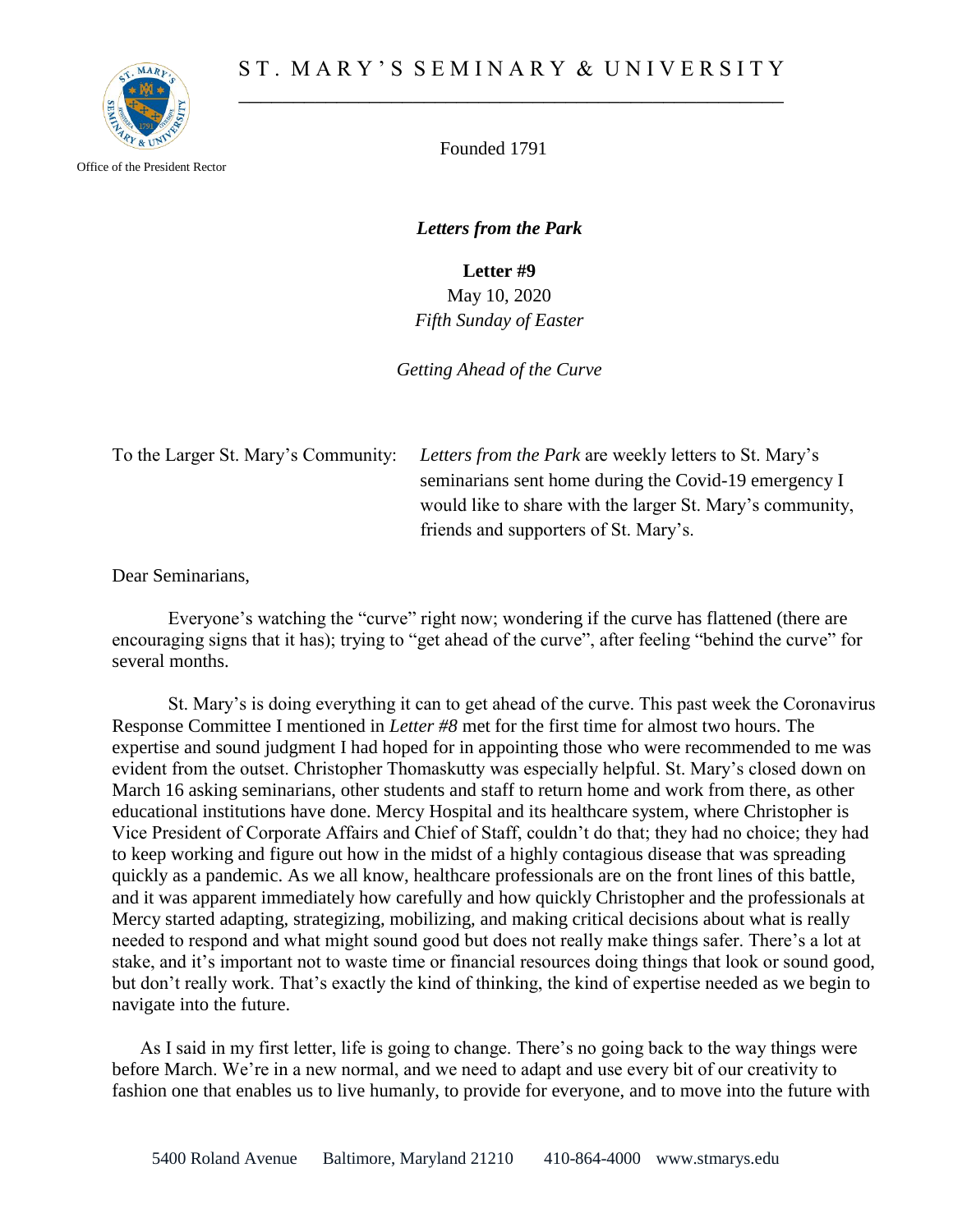# ST. MARY'S SEMINARY & UNIVERSITY

Office of the President Rector

Founded 1791

***Letters from the Park***

**Letter #9**

May 10, 2020

*Fifth Sunday of Easter*

*Getting Ahead of the Curve*

To the Larger St. Mary's Community: *Letters from the Park* are weekly letters to St. Mary's seminarians sent home during the Covid-19 emergency I would like to share with the larger St. Mary's community, friends and supporters of St. Mary's.

Dear Seminarians,

Everyone's watching the "curve" right now; wondering if the curve has flattened (there are encouraging signs that it has); trying to "get ahead of the curve", after feeling "behind the curve" for several months.

St. Mary's is doing everything it can to get ahead of the curve. This past week the Coronavirus Response Committee I mentioned in *Letter #8* met for the first time for almost two hours. The expertise and sound judgment I had hoped for in appointing those who were recommended to me was evident from the outset. Christopher Thomaskutty was especially helpful. St. Mary's closed down on March 16 asking seminarians, other students and staff to return home and work from there, as other educational institutions have done. Mercy Hospital and its healthcare system, where Christopher is Vice President of Corporate Affairs and Chief of Staff, couldn't do that; they had no choice; they had to keep working and figure out how in the midst of a highly contagious disease that was spreading quickly as a pandemic. As we all know, healthcare professionals are on the front lines of this battle, and it was apparent immediately how carefully and how quickly Christopher and the professionals at Mercy started adapting, strategizing, mobilizing, and making critical decisions about what is really needed to respond and what might sound good but does not really make things safer. There's a lot at stake, and it's important not to waste time or financial resources doing things that look or sound good, but don't really work. That's exactly the kind of thinking, the kind of expertise needed as we begin to navigate into the future.

As I said in my first letter, life is going to change. There's no going back to the way things were before March. We're in a new normal, and we need to adapt and use every bit of our creativity to fashion one that enables us to live humanly, to provide for everyone, and to move into the future with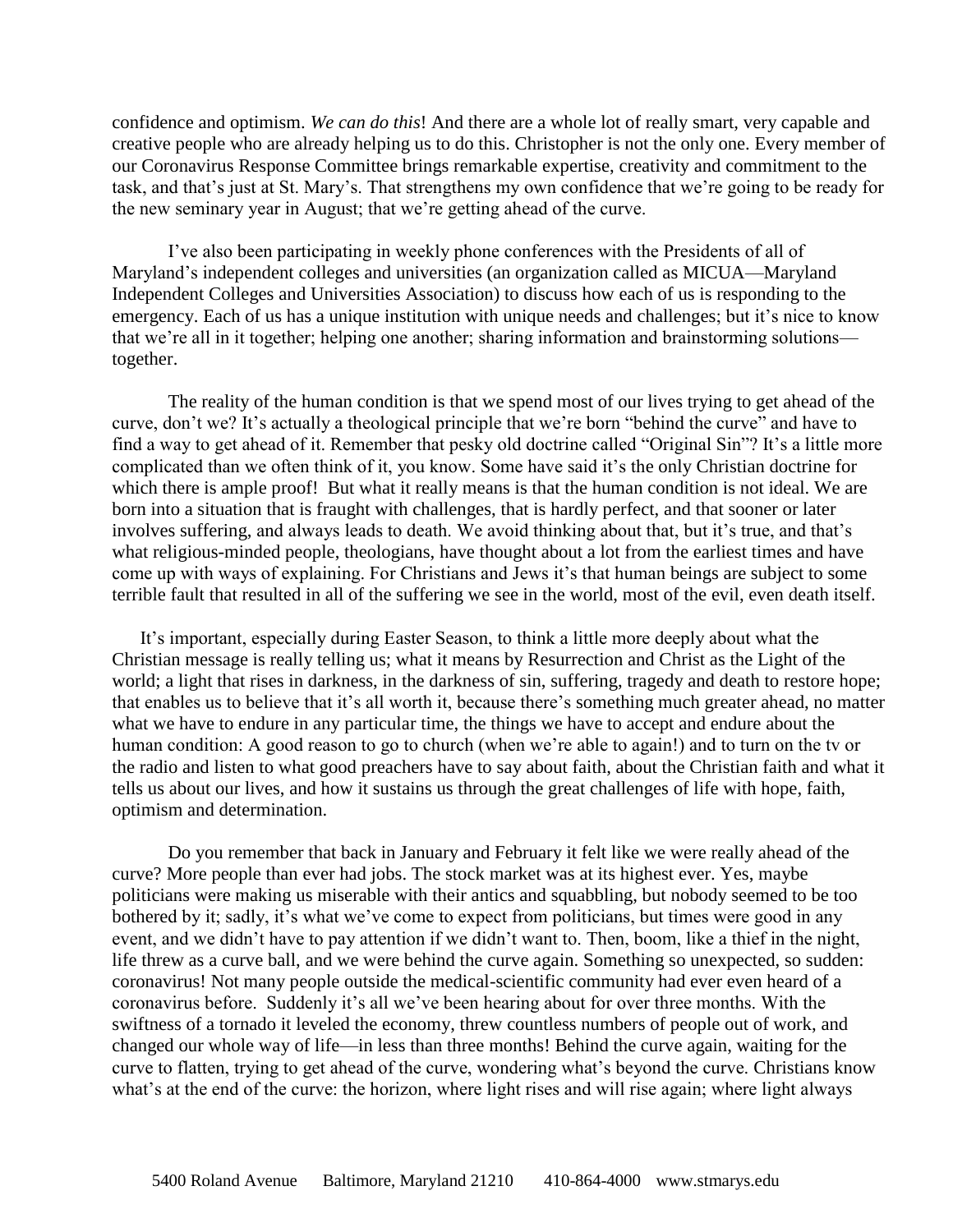confidence and optimism. *We can do this*! And there are a whole lot of really smart, very capable and creative people who are already helping us to do this. Christopher is not the only one. Every member of our Coronavirus Response Committee brings remarkable expertise, creativity and commitment to the task, and that's just at St. Mary's. That strengthens my own confidence that we're going to be ready for the new seminary year in August; that we're getting ahead of the curve.

I've also been participating in weekly phone conferences with the Presidents of all of Maryland's independent colleges and universities (an organization called as MICUA—Maryland Independent Colleges and Universities Association) to discuss how each of us is responding to the emergency. Each of us has a unique institution with unique needs and challenges; but it's nice to know that we're all in it together; helping one another; sharing information and brainstorming solutions—together.

The reality of the human condition is that we spend most of our lives trying to get ahead of the curve, don't we? It's actually a theological principle that we're born "behind the curve" and have to find a way to get ahead of it. Remember that pesky old doctrine called "Original Sin"? It's a little more complicated than we often think of it, you know. Some have said it's the only Christian doctrine for which there is ample proof! But what it really means is that the human condition is not ideal. We are born into a situation that is fraught with challenges, that is hardly perfect, and that sooner or later involves suffering, and always leads to death. We avoid thinking about that, but it's true, and that's what religious-minded people, theologians, have thought about a lot from the earliest times and have come up with ways of explaining. For Christians and Jews it's that human beings are subject to some terrible fault that resulted in all of the suffering we see in the world, most of the evil, even death itself.

It's important, especially during Easter Season, to think a little more deeply about what the Christian message is really telling us; what it means by Resurrection and Christ as the Light of the world; a light that rises in darkness, in the darkness of sin, suffering, tragedy and death to restore hope; that enables us to believe that it's all worth it, because there's something much greater ahead, no matter what we have to endure in any particular time, the things we have to accept and endure about the human condition: A good reason to go to church (when we're able to again!) and to turn on the tv or the radio and listen to what good preachers have to say about faith, about the Christian faith and what it tells us about our lives, and how it sustains us through the great challenges of life with hope, faith, optimism and determination.

Do you remember that back in January and February it felt like we were really ahead of the curve? More people than ever had jobs. The stock market was at its highest ever. Yes, maybe politicians were making us miserable with their antics and squabbling, but nobody seemed to be too bothered by it; sadly, it's what we've come to expect from politicians, but times were good in any event, and we didn't have to pay attention if we didn't want to. Then, boom, like a thief in the night, life threw as a curve ball, and we were behind the curve again. Something so unexpected, so sudden: coronavirus! Not many people outside the medical-scientific community had ever even heard of a coronavirus before. Suddenly it's all we've been hearing about for over three months. With the swiftness of a tornado it leveled the economy, threw countless numbers of people out of work, and changed our whole way of life—in less than three months! Behind the curve again, waiting for the curve to flatten, trying to get ahead of the curve, wondering what's beyond the curve. Christians know what's at the end of the curve: the horizon, where light rises and will rise again; where light always

5400 Roland Avenue Baltimore, Maryland 21210 410-864-4000 www.stmarys.edu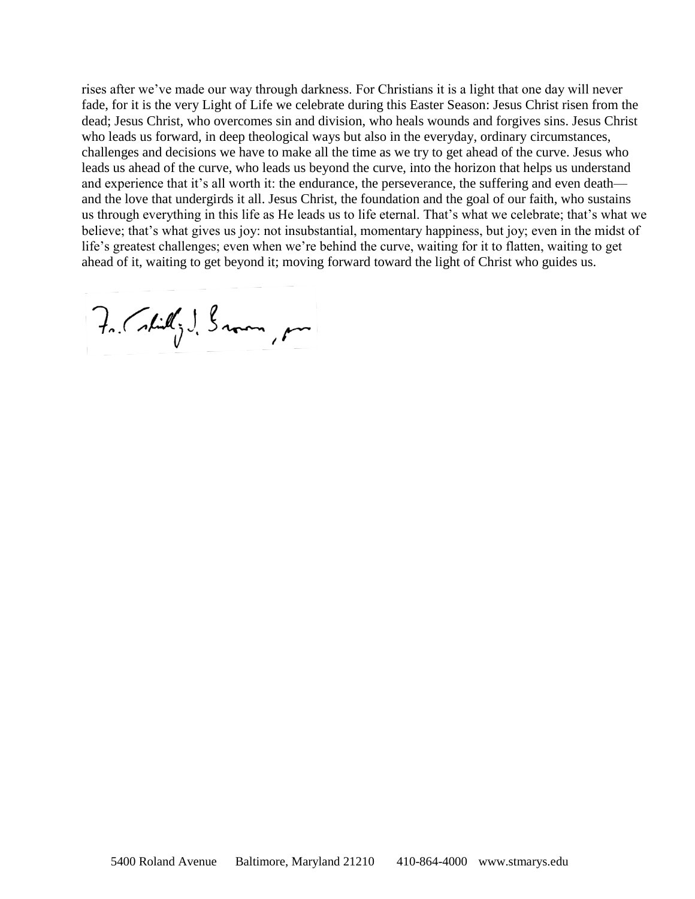rises after we've made our way through darkness. For Christians it is a light that one day will never fade, for it is the very Light of Life we celebrate during this Easter Season: Jesus Christ risen from the dead; Jesus Christ, who overcomes sin and division, who heals wounds and forgives sins. Jesus Christ who leads us forward, in deep theological ways but also in the everyday, ordinary circumstances, challenges and decisions we have to make all the time as we try to get ahead of the curve. Jesus who leads us ahead of the curve, who leads us beyond the curve, into the horizon that helps us understand and experience that it's all worth it: the endurance, the perseverance, the suffering and even death—and the love that undergirds it all. Jesus Christ, the foundation and the goal of our faith, who sustains us through everything in this life as He leads us to life eternal. That's what we celebrate; that's what we believe; that's what gives us joy: not insubstantial, momentary happiness, but joy; even in the midst of life's greatest challenges; even when we're behind the curve, waiting for it to flatten, waiting to get ahead of it, waiting to get beyond it; moving forward toward the light of Christ who guides us.

Fr. Phillip J. Brown, pss